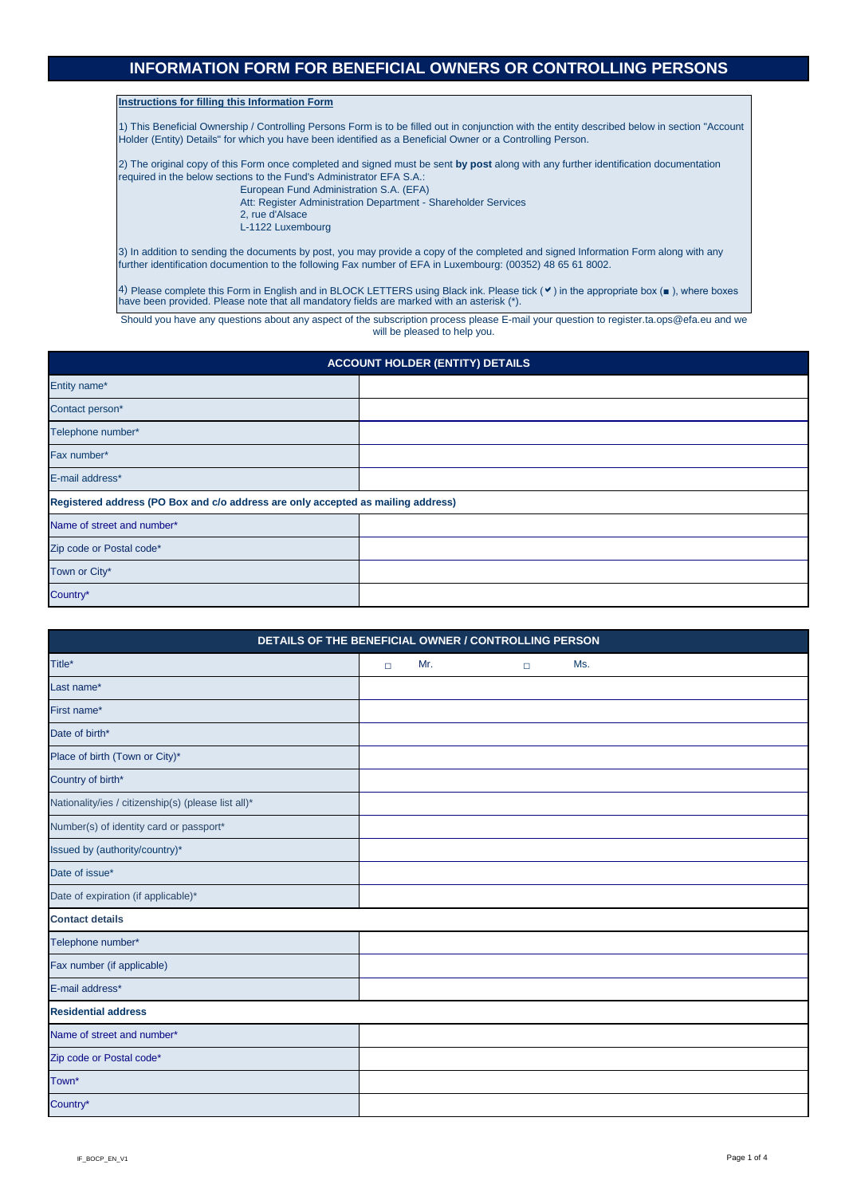# INFORMATION FORM FOR BENEFICIAL OWNERS OR CONTROLLING PERSONS

**Instructions for filling this Information Form**

1) This Beneficial Ownership / Controlling Persons Form is to be filled out in conjunction with the entity described below in section "Account Holder (Entity) Details" for which you have been identified as a Beneficial Owner or a Controlling Person.

2) The original copy of this Form once completed and signed must be sent **by post** along with any further identification documentation required in the below sections to the Fund's Administrator EFA S.A.:

European Fund Administration S.A. (EFA)
Att: Register Administration Department - Shareholder Services
2, rue d'Alsace
L-1122 Luxembourg

3) In addition to sending the documents by post, you may provide a copy of the completed and signed Information Form along with any further identification documention to the following Fax number of EFA in Luxembourg: (00352) 48 65 61 8002.

4) Please complete this Form in English and in BLOCK LETTERS using Black ink. Please tick (✔) in the appropriate box (■ ), where boxes have been provided. Please note that all mandatory fields are marked with an asterisk (*).

Should you have any questions about any aspect of the subscription process please E-mail your question to register.ta.ops@efa.eu and we will be pleased to help you.

| ACCOUNT HOLDER (ENTITY) DETAILS | |
|---|---|
| Entity name* | |
| Contact person* | |
| Telephone number* | |
| Fax number* | |
| E-mail address* | |
| **Registered address (PO Box and c/o address are only accepted as mailing address)** | |
| Name of street and number* | |
| Zip code or Postal code* | |
| Town or City* | |
| Country* | |

| DETAILS OF THE BENEFICIAL OWNER / CONTROLLING PERSON | |
|---|---|
| Title* | ☐ Mr. ☐ Ms. |
| Last name* | |
| First name* | |
| Date of birth* | |
| Place of birth (Town or City)* | |
| Country of birth* | |
| Nationality/ies / citizenship(s) (please list all)* | |
| Number(s) of identity card or passport* | |
| Issued by (authority/country)* | |
| Date of issue* | |
| Date of expiration (if applicable)* | |
| **Contact details** | |
| Telephone number* | |
| Fax number (if applicable) | |
| E-mail address* | |
| **Residential address** | |
| Name of street and number* | |
| Zip code or Postal code* | |
| Town* | |
| Country* | |

IF_BOCP_EN_V1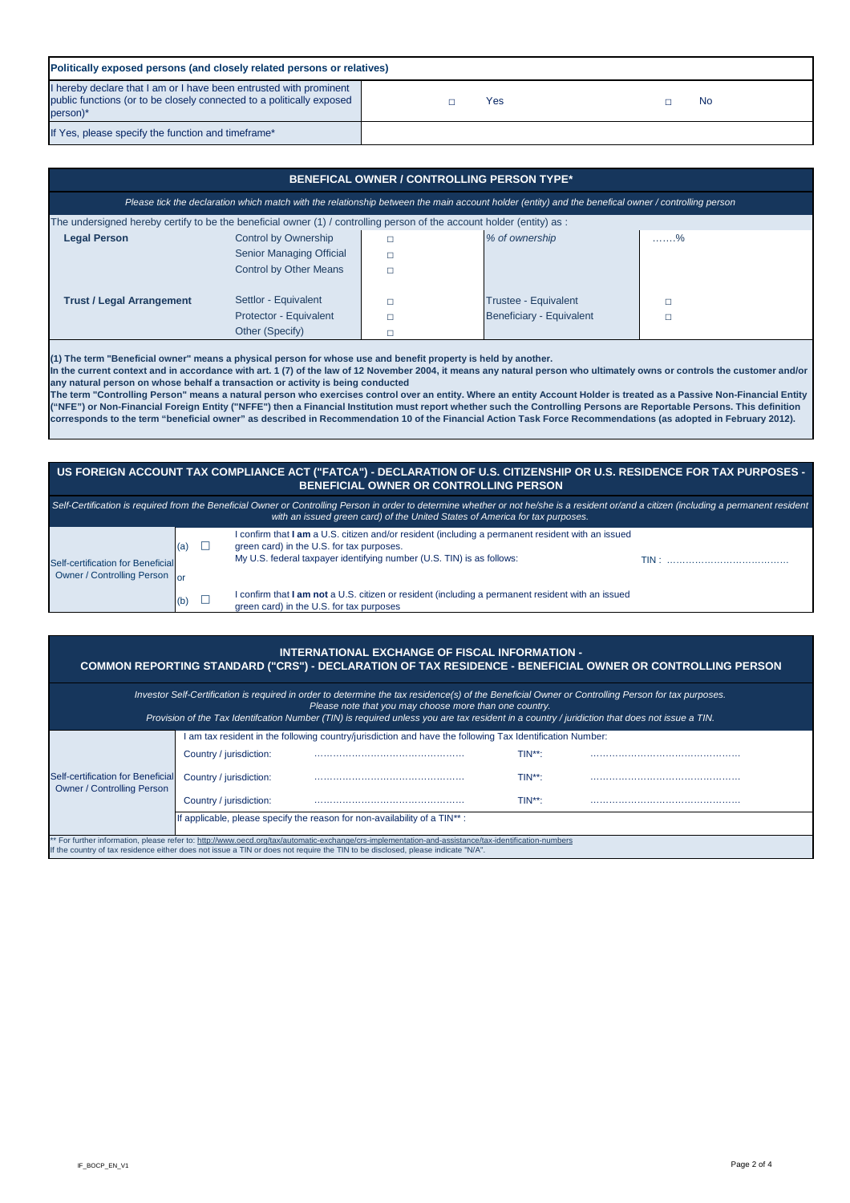| Politically exposed persons (and closely related persons or relatives) | | |
|---|---|---|
| I hereby declare that I am or I have been entrusted with prominent public functions (or to be closely connected to a politically exposed person)* | □ Yes | □ No |
| If Yes, please specify the function and timeframe* | | |

## BENEFICAL OWNER / CONTROLLING PERSON TYPE*

*Please tick the declaration which match with the relationship between the main account holder (entity) and the benefical owner / controlling person*

The undersigned hereby certify to be the beneficial owner (1) / controlling person of the account holder (entity) as :

| | | | | |
|---|---|---|---|---|
| **Legal Person** | Control by Ownership | □ | *% of ownership* | …….% |
| | Senior Managing Official | □ | | |
| | Control by Other Means | □ | | |
| **Trust / Legal Arrangement** | Settlor - Equivalent | □ | Trustee - Equivalent | □ |
| | Protector - Equivalent | □ | Beneficiary - Equivalent | □ |
| | Other (Specify) | □ | | |

**(1) The term "Beneficial owner" means a physical person for whose use and benefit property is held by another.**
**In the current context and in accordance with art. 1 (7) of the law of 12 November 2004, it means any natural person who ultimately owns or controls the customer and/or any natural person on whose behalf a transaction or activity is being conducted**
**The term "Controlling Person" means a natural person who exercises control over an entity. Where an entity Account Holder is treated as a Passive Non-Financial Entity ("NFE") or Non-Financial Foreign Entity ("NFFE") then a Financial Institution must report whether such the Controlling Persons are Reportable Persons. This definition corresponds to the term "beneficial owner" as described in Recommendation 10 of the Financial Action Task Force Recommendations (as adopted in February 2012).**

## US FOREIGN ACCOUNT TAX COMPLIANCE ACT ("FATCA") - DECLARATION OF U.S. CITIZENSHIP OR U.S. RESIDENCE FOR TAX PURPOSES - BENEFICIAL OWNER OR CONTROLLING PERSON

*Self-Certification is required from the Beneficial Owner or Controlling Person in order to determine whether or not he/she is a resident or/and a citizen (including a permanent resident with an issued green card) of the United States of America for tax purposes.*

| | | | | |
|---|---|---|---|---|
| Self-certification for Beneficial Owner / Controlling Person | (a) | ☐ | I confirm that **I am** a U.S. citizen and/or resident (including a permanent resident with an issued green card) in the U.S. for tax purposes. My U.S. federal taxpayer identifying number (U.S. TIN) is as follows: | TIN : ………………………………… |
| | or | | | |
| | (b) | ☐ | I confirm that **I am not** a U.S. citizen or resident (including a permanent resident with an issued green card) in the U.S. for tax purposes | |

## INTERNATIONAL EXCHANGE OF FISCAL INFORMATION - COMMON REPORTING STANDARD ("CRS") - DECLARATION OF TAX RESIDENCE - BENEFICIAL OWNER OR CONTROLLING PERSON

*Investor Self-Certification is required in order to determine the tax residence(s) of the Beneficial Owner or Controlling Person for tax purposes.*
*Please note that you may choose more than one country.*
*Provision of the Tax Identifcation Number (TIN) is required unless you are tax resident in a country / juridiction that does not issue a TIN.*

| | | | | |
|---|---|---|---|---|
| Self-certification for Beneficial Owner / Controlling Person | I am tax resident in the following country/jurisdiction and have the following Tax Identification Number: | | | |
| | Country / jurisdiction: | ………………………………………… | TIN**: | ………………………………………… |
| | Country / jurisdiction: | ………………………………………… | TIN**: | ………………………………………… |
| | Country / jurisdiction: | ………………………………………… | TIN**: | ………………………………………… |
| | If applicable, please specify the reason for non-availability of a TIN** : | | | |

** For further information, please refer to: http://www.oecd.org/tax/automatic-exchange/crs-implementation-and-assistance/tax-identification-numbers
If the country of tax residence either does not issue a TIN or does not require the TIN to be disclosed, please indicate "N/A".

IF_BOCP_EN_V1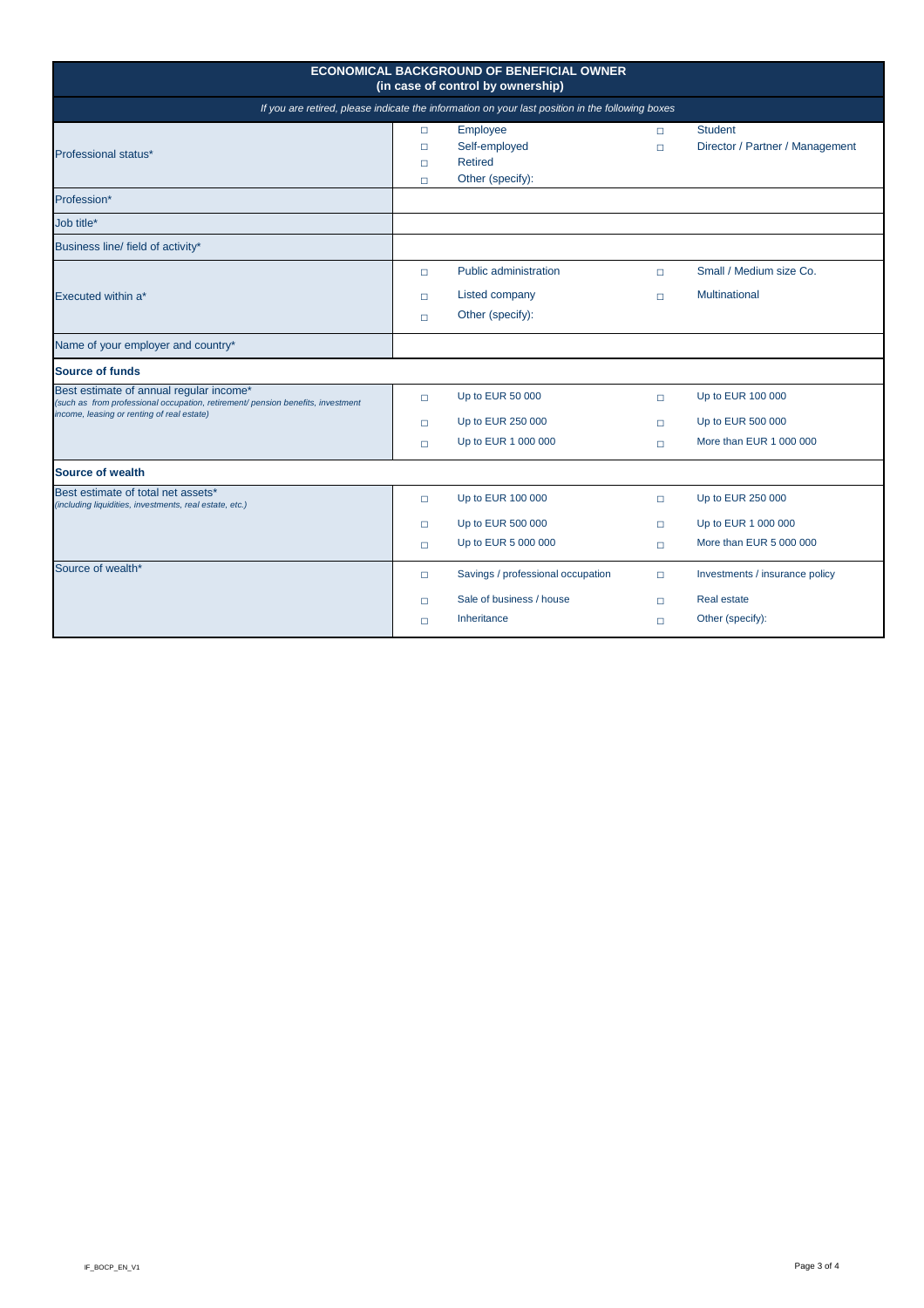## ECONOMICAL BACKGROUND OF BENEFICIAL OWNER (in case of control by ownership)

*If you are retired, please indicate the information on your last position in the following boxes*

| Field | Options | |
|---|---|---|
| Professional status* | □ Employee<br>□ Self-employed<br>□ Retired<br>□ Other (specify): | □ Student<br>□ Director / Partner / Management |
| Profession* | | |
| Job title* | | |
| Business line/ field of activity* | | |
| Executed within a* | □ Public administration<br>□ Listed company<br>□ Other (specify): | □ Small / Medium size Co.<br>□ Multinational |
| Name of your employer and country* | | |
| **Source of funds** | | |
| Best estimate of annual regular income*<br>*(such as from professional occupation, retirement/ pension benefits, investment income, leasing or renting of real estate)* | □ Up to EUR 50 000<br>□ Up to EUR 250 000<br>□ Up to EUR 1 000 000 | □ Up to EUR 100 000<br>□ Up to EUR 500 000<br>□ More than EUR 1 000 000 |
| **Source of wealth** | | |
| Best estimate of total net assets*<br>*(including liquidities, investments, real estate, etc.)* | □ Up to EUR 100 000<br>□ Up to EUR 500 000<br>□ Up to EUR 5 000 000 | □ Up to EUR 250 000<br>□ Up to EUR 1 000 000<br>□ More than EUR 5 000 000 |
| Source of wealth* | □ Savings / professional occupation<br>□ Sale of business / house<br>□ Inheritance | □ Investments / insurance policy<br>□ Real estate<br>□ Other (specify): |

IF_BOCP_EN_V1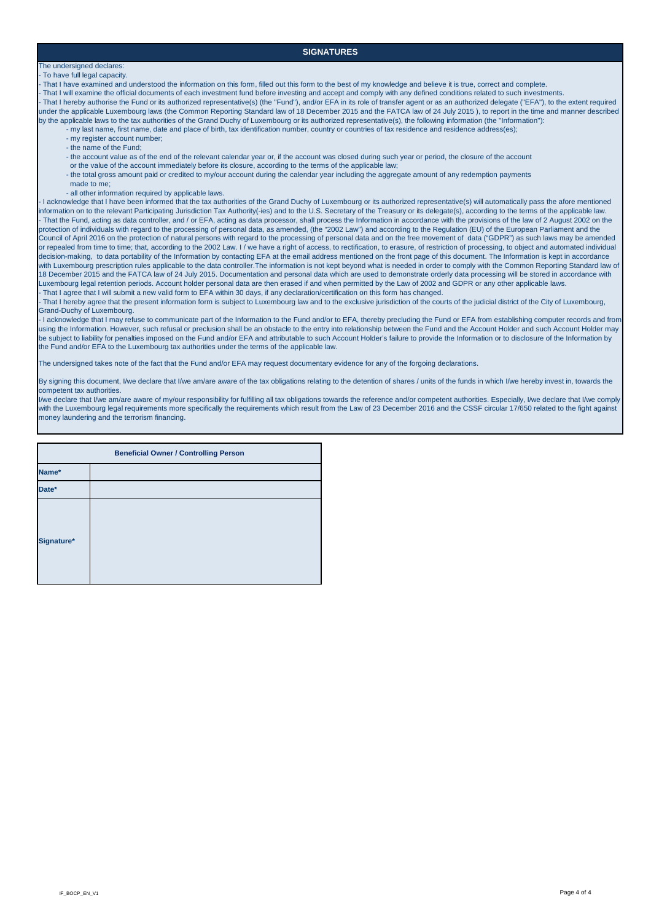## SIGNATURES

The undersigned declares:

- To have full legal capacity.
- That I have examined and understood the information on this form, filled out this form to the best of my knowledge and believe it is true, correct and complete.
- That I will examine the official documents of each investment fund before investing and accept and comply with any defined conditions related to such investments.
- That I hereby authorise the Fund or its authorized representative(s) (the "Fund"), and/or EFA in its role of transfer agent or as an authorized delegate ("EFA"), to the extent required under the applicable Luxembourg laws (the Common Reporting Standard law of 18 December 2015 and the FATCA law of 24 July 2015 ), to report in the time and manner described by the applicable laws to the tax authorities of the Grand Duchy of Luxembourg or its authorized representative(s), the following information (the "Information"):
  - my last name, first name, date and place of birth, tax identification number, country or countries of tax residence and residence address(es);
  - my register account number;
  - the name of the Fund;
  - the account value as of the end of the relevant calendar year or, if the account was closed during such year or period, the closure of the account or the value of the account immediately before its closure, according to the terms of the applicable law;
  - the total gross amount paid or credited to my/our account during the calendar year including the aggregate amount of any redemption payments made to me;
  - all other information required by applicable laws.
- I acknowledge that I have been informed that the tax authorities of the Grand Duchy of Luxembourg or its authorized representative(s) will automatically pass the afore mentioned information on to the relevant Participating Jurisdiction Tax Authority(-ies) and to the U.S. Secretary of the Treasury or its delegate(s), according to the terms of the applicable law.
- That the Fund, acting as data controller, and / or EFA, acting as data processor, shall process the Information in accordance with the provisions of the law of 2 August 2002 on the protection of individuals with regard to the processing of personal data, as amended, (the "2002 Law") and according to the Regulation (EU) of the European Parliament and the Council of April 2016 on the protection of natural persons with regard to the processing of personal data and on the free movement of data ("GDPR") as such laws may be amended or repealed from time to time; that, according to the 2002 Law. I / we have a right of access, to rectification, to erasure, of restriction of processing, to object and automated individual decision-making, to data portability of the Information by contacting EFA at the email address mentioned on the front page of this document. The Information is kept in accordance with Luxembourg prescription rules applicable to the data controller.The information is not kept beyond what is needed in order to comply with the Common Reporting Standard law of 18 December 2015 and the FATCA law of 24 July 2015. Documentation and personal data which are used to demonstrate orderly data processing will be stored in accordance with Luxembourg legal retention periods. Account holder personal data are then erased if and when permitted by the Law of 2002 and GDPR or any other applicable laws.
- That I agree that I will submit a new valid form to EFA within 30 days, if any declaration/certification on this form has changed.
- That I hereby agree that the present information form is subject to Luxembourg law and to the exclusive jurisdiction of the courts of the judicial district of the City of Luxembourg, Grand-Duchy of Luxembourg.
- I acknowledge that I may refuse to communicate part of the Information to the Fund and/or to EFA, thereby precluding the Fund or EFA from establishing computer records and from using the Information. However, such refusal or preclusion shall be an obstacle to the entry into relationship between the Fund and the Account Holder and such Account Holder may be subject to liability for penalties imposed on the Fund and/or EFA and attributable to such Account Holder's failure to provide the Information or to disclosure of the Information by the Fund and/or EFA to the Luxembourg tax authorities under the terms of the applicable law.

The undersigned takes note of the fact that the Fund and/or EFA may request documentary evidence for any of the forgoing declarations.

By signing this document, I/we declare that I/we am/are aware of the tax obligations relating to the detention of shares / units of the funds in which I/we hereby invest in, towards the competent tax authorities.

I/we declare that I/we am/are aware of my/our responsibility for fulfilling all tax obligations towards the reference and/or competent authorities. Especially, I/we declare that I/we comply with the Luxembourg legal requirements more specifically the requirements which result from the Law of 23 December 2016 and the CSSF circular 17/650 related to the fight against money laundering and the terrorism financing.

| Beneficial Owner / Controlling Person | |
|---|---|
| **Name*** | |
| **Date*** | |
| **Signature*** | |

IF_BOCP_EN_V1